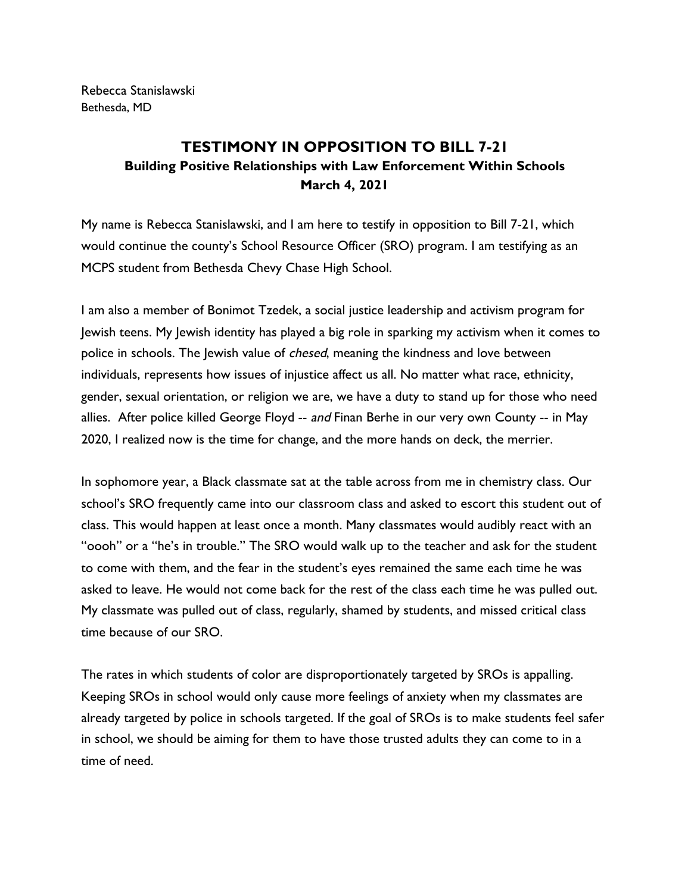Rebecca Stanislawski
Bethesda, MD

# TESTIMONY IN OPPOSITION TO BILL 7-21

## Building Positive Relationships with Law Enforcement Within Schools

**March 4, 2021**

My name is Rebecca Stanislawski, and I am here to testify in opposition to Bill 7-21, which would continue the county's School Resource Officer (SRO) program. I am testifying as an MCPS student from Bethesda Chevy Chase High School.

I am also a member of Bonimot Tzedek, a social justice leadership and activism program for Jewish teens. My Jewish identity has played a big role in sparking my activism when it comes to police in schools. The Jewish value of *chesed*, meaning the kindness and love between individuals, represents how issues of injustice affect us all. No matter what race, ethnicity, gender, sexual orientation, or religion we are, we have a duty to stand up for those who need allies. After police killed George Floyd -- *and* Finan Berhe in our very own County -- in May 2020, I realized now is the time for change, and the more hands on deck, the merrier.

In sophomore year, a Black classmate sat at the table across from me in chemistry class. Our school's SRO frequently came into our classroom class and asked to escort this student out of class. This would happen at least once a month. Many classmates would audibly react with an "oooh" or a "he's in trouble." The SRO would walk up to the teacher and ask for the student to come with them, and the fear in the student's eyes remained the same each time he was asked to leave. He would not come back for the rest of the class each time he was pulled out. My classmate was pulled out of class, regularly, shamed by students, and missed critical class time because of our SRO.

The rates in which students of color are disproportionately targeted by SROs is appalling. Keeping SROs in school would only cause more feelings of anxiety when my classmates are already targeted by police in schools targeted. If the goal of SROs is to make students feel safer in school, we should be aiming for them to have those trusted adults they can come to in a time of need.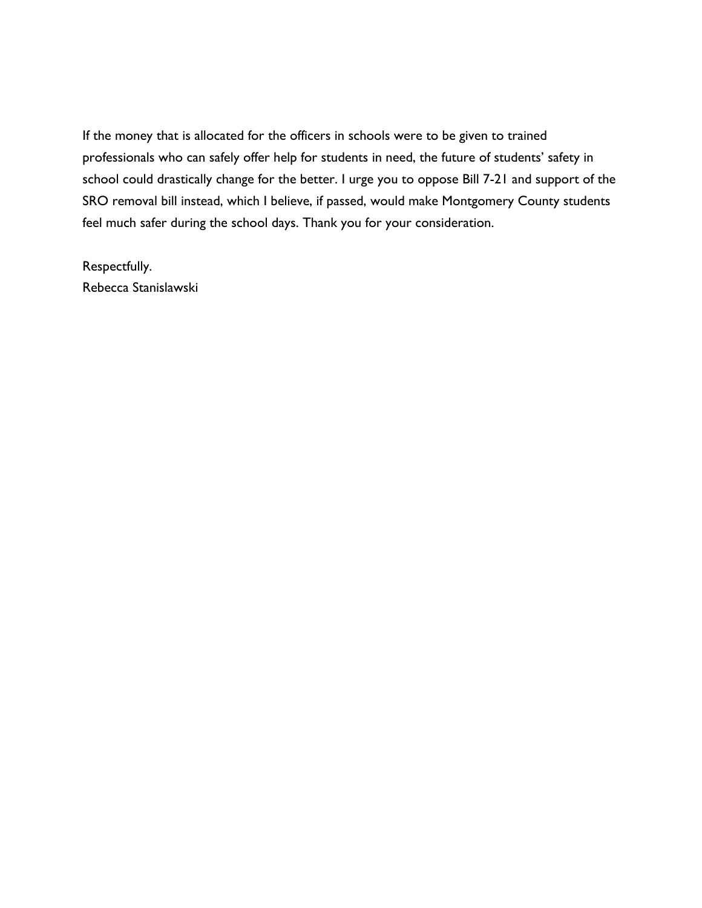If the money that is allocated for the officers in schools were to be given to trained professionals who can safely offer help for students in need, the future of students' safety in school could drastically change for the better. I urge you to oppose Bill 7-21 and support of the SRO removal bill instead, which I believe, if passed, would make Montgomery County students feel much safer during the school days. Thank you for your consideration.

Respectfully.
Rebecca Stanislawski